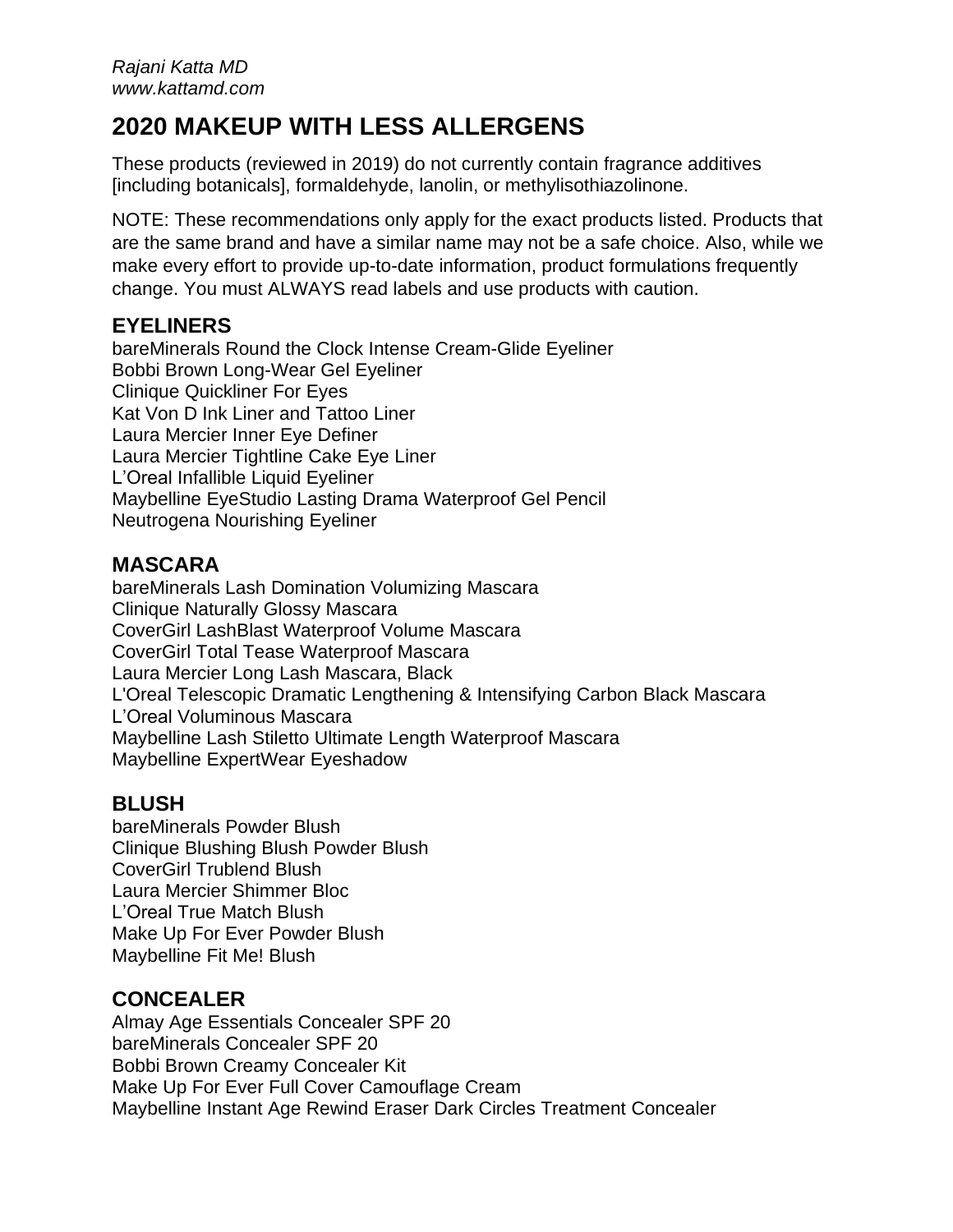*Rajani Katta MD*
*www.kattamd.com*

# 2020 MAKEUP WITH LESS ALLERGENS

These products (reviewed in 2019) do not currently contain fragrance additives [including botanicals], formaldehyde, lanolin, or methylisothiazolinone.

NOTE: These recommendations only apply for the exact products listed. Products that are the same brand and have a similar name may not be a safe choice. Also, while we make every effort to provide up-to-date information, product formulations frequently change. You must ALWAYS read labels and use products with caution.

## EYELINERS

bareMinerals Round the Clock Intense Cream-Glide Eyeliner
Bobbi Brown Long-Wear Gel Eyeliner
Clinique Quickliner For Eyes
Kat Von D Ink Liner and Tattoo Liner
Laura Mercier Inner Eye Definer
Laura Mercier Tightline Cake Eye Liner
L'Oreal Infallible Liquid Eyeliner
Maybelline EyeStudio Lasting Drama Waterproof Gel Pencil
Neutrogena Nourishing Eyeliner

## MASCARA

bareMinerals Lash Domination Volumizing Mascara
Clinique Naturally Glossy Mascara
CoverGirl LashBlast Waterproof Volume Mascara
CoverGirl Total Tease Waterproof Mascara
Laura Mercier Long Lash Mascara, Black
L'Oreal Telescopic Dramatic Lengthening & Intensifying Carbon Black Mascara
L'Oreal Voluminous Mascara
Maybelline Lash Stiletto Ultimate Length Waterproof Mascara
Maybelline ExpertWear Eyeshadow

## BLUSH

bareMinerals Powder Blush
Clinique Blushing Blush Powder Blush
CoverGirl Trublend Blush
Laura Mercier Shimmer Bloc
L'Oreal True Match Blush
Make Up For Ever Powder Blush
Maybelline Fit Me! Blush

## CONCEALER

Almay Age Essentials Concealer SPF 20
bareMinerals Concealer SPF 20
Bobbi Brown Creamy Concealer Kit
Make Up For Ever Full Cover Camouflage Cream
Maybelline Instant Age Rewind Eraser Dark Circles Treatment Concealer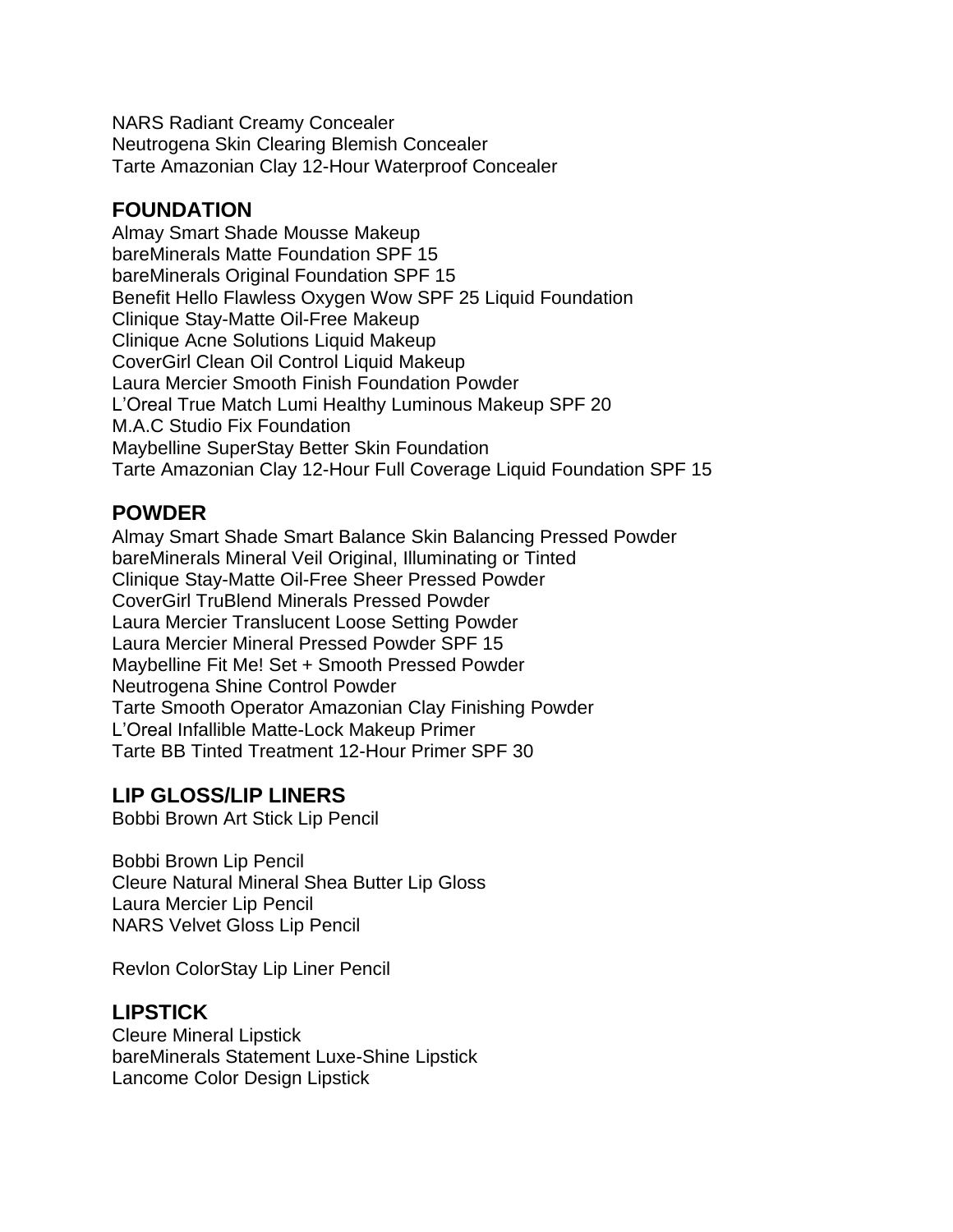NARS Radiant Creamy Concealer
Neutrogena Skin Clearing Blemish Concealer
Tarte Amazonian Clay 12-Hour Waterproof Concealer

## FOUNDATION

Almay Smart Shade Mousse Makeup
bareMinerals Matte Foundation SPF 15
bareMinerals Original Foundation SPF 15
Benefit Hello Flawless Oxygen Wow SPF 25 Liquid Foundation
Clinique Stay-Matte Oil-Free Makeup
Clinique Acne Solutions Liquid Makeup
CoverGirl Clean Oil Control Liquid Makeup
Laura Mercier Smooth Finish Foundation Powder
L'Oreal True Match Lumi Healthy Luminous Makeup SPF 20
M.A.C Studio Fix Foundation
Maybelline SuperStay Better Skin Foundation
Tarte Amazonian Clay 12-Hour Full Coverage Liquid Foundation SPF 15

## POWDER

Almay Smart Shade Smart Balance Skin Balancing Pressed Powder
bareMinerals Mineral Veil Original, Illuminating or Tinted
Clinique Stay-Matte Oil-Free Sheer Pressed Powder
CoverGirl TruBlend Minerals Pressed Powder
Laura Mercier Translucent Loose Setting Powder
Laura Mercier Mineral Pressed Powder SPF 15
Maybelline Fit Me! Set + Smooth Pressed Powder
Neutrogena Shine Control Powder
Tarte Smooth Operator Amazonian Clay Finishing Powder
L'Oreal Infallible Matte-Lock Makeup Primer
Tarte BB Tinted Treatment 12-Hour Primer SPF 30

## LIP GLOSS/LIP LINERS

Bobbi Brown Art Stick Lip Pencil

Bobbi Brown Lip Pencil
Cleure Natural Mineral Shea Butter Lip Gloss
Laura Mercier Lip Pencil
NARS Velvet Gloss Lip Pencil

Revlon ColorStay Lip Liner Pencil

## LIPSTICK

Cleure Mineral Lipstick
bareMinerals Statement Luxe-Shine Lipstick
Lancome Color Design Lipstick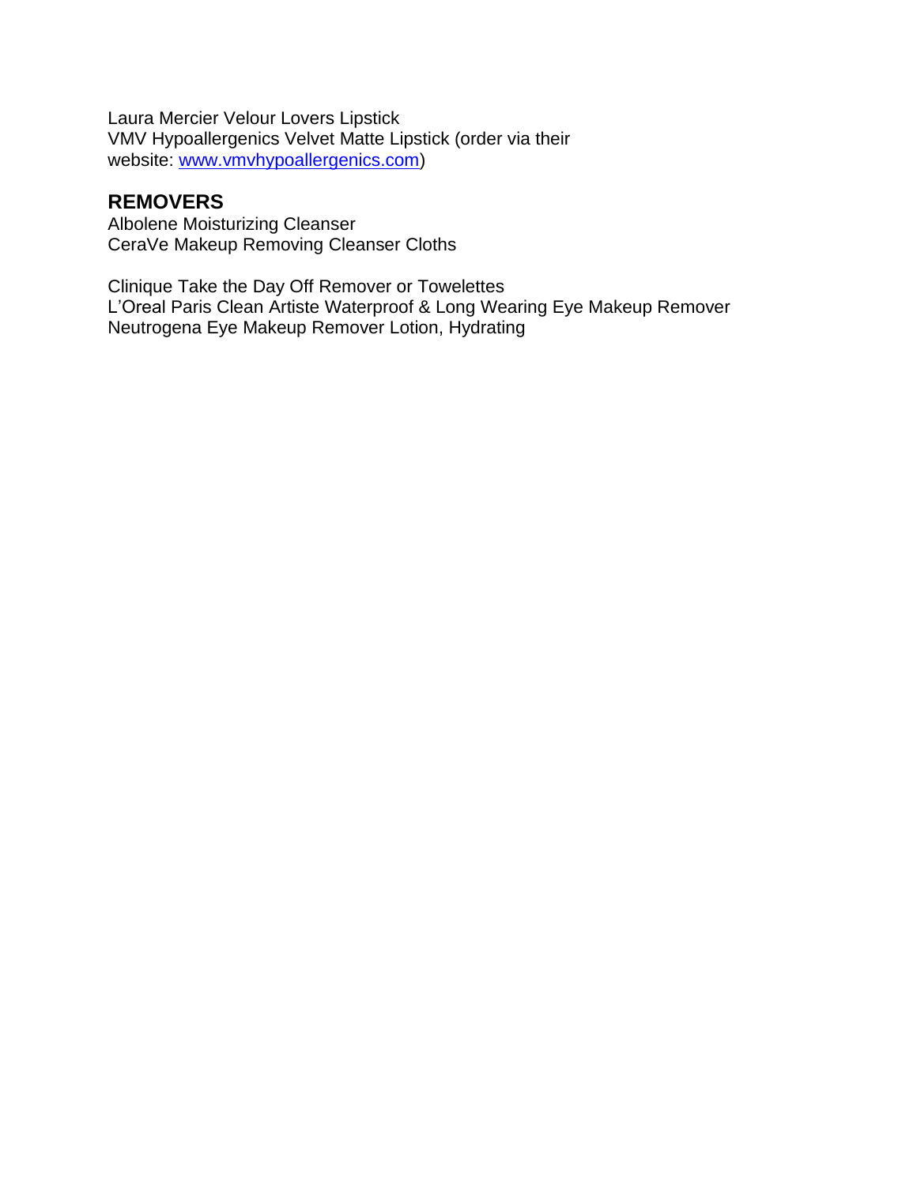Laura Mercier Velour Lovers Lipstick
VMV Hypoallergenics Velvet Matte Lipstick (order via their website: [www.vmvhypoallergenics.com](http://www.vmvhypoallergenics.com))

## REMOVERS

Albolene Moisturizing Cleanser
CeraVe Makeup Removing Cleanser Cloths

Clinique Take the Day Off Remover or Towelettes
L'Oreal Paris Clean Artiste Waterproof & Long Wearing Eye Makeup Remover
Neutrogena Eye Makeup Remover Lotion, Hydrating